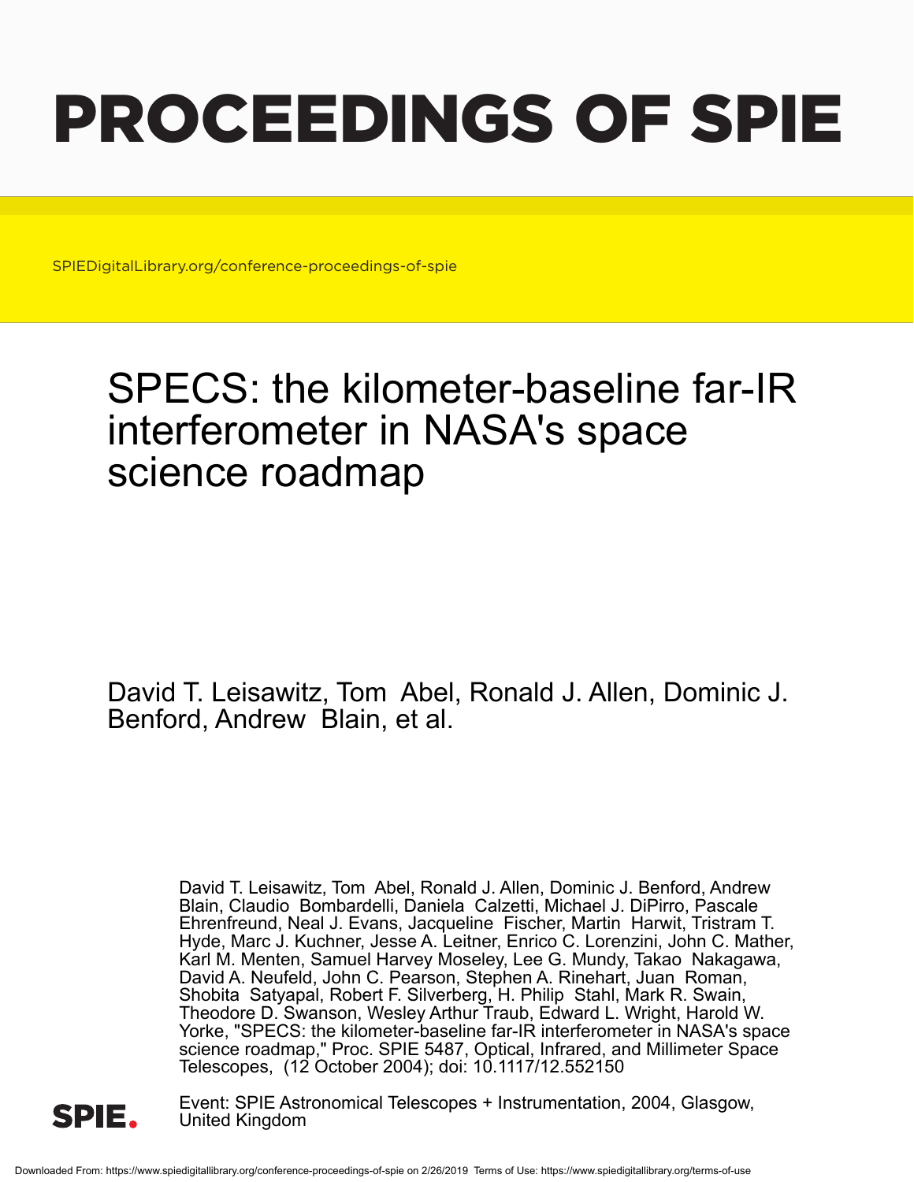# PROCEEDINGS OF SPIE

SPIEDigitalLibrary.org/conference-proceedings-of-spie

## SPECS: the kilometer-baseline far-IR interferometer in NASA's space science roadmap

David T. Leisawitz, Tom Abel, Ronald J. Allen, Dominic J. Benford, Andrew Blain, et al.

David T. Leisawitz, Tom Abel, Ronald J. Allen, Dominic J. Benford, Andrew Blain, Claudio Bombardelli, Daniela Calzetti, Michael J. DiPirro, Pascale Ehrenfreund, Neal J. Evans, Jacqueline Fischer, Martin Harwit, Tristram T. Hyde, Marc J. Kuchner, Jesse A. Leitner, Enrico C. Lorenzini, John C. Mather, Karl M. Menten, Samuel Harvey Moseley, Lee G. Mundy, Takao Nakagawa, David A. Neufeld, John C. Pearson, Stephen A. Rinehart, Juan Roman, Shobita Satyapal, Robert F. Silverberg, H. Philip Stahl, Mark R. Swain, Theodore D. Swanson, Wesley Arthur Traub, Edward L. Wright, Harold W. Yorke, "SPECS: the kilometer-baseline far-IR interferometer in NASA's space science roadmap," Proc. SPIE 5487, Optical, Infrared, and Millimeter Space Telescopes, (12 October 2004); doi: 10.1117/12.552150

SPIE.

Event: SPIE Astronomical Telescopes + Instrumentation, 2004, Glasgow, United Kingdom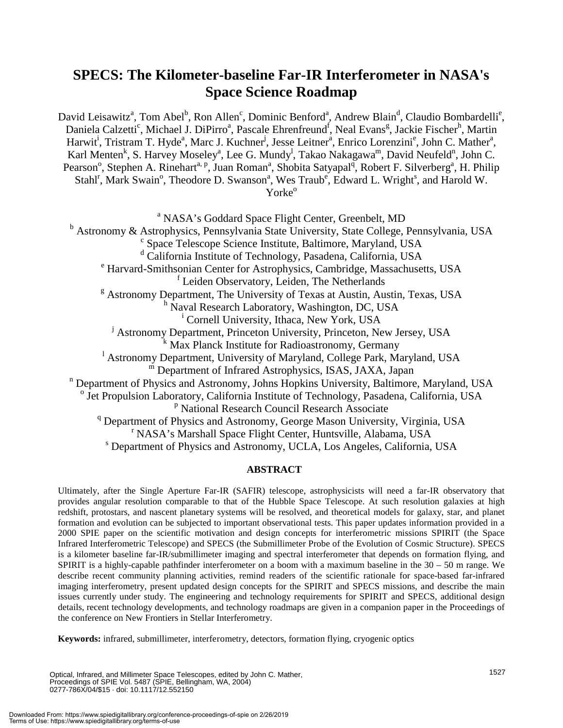# SPECS: The Kilometer-baseline Far-IR Interferometer in NASA's Space Science Roadmap

David Leisawitz[a], Tom Abel[b], Ron Allen[c], Dominic Benford[a], Andrew Blain[d], Claudio Bombardelli[e], Daniela Calzetti[c], Michael J. DiPirro[a], Pascale Ehrenfreund[f], Neal Evans[g], Jackie Fischer[h], Martin Harwit[i], Tristram T. Hyde[a], Marc J. Kuchner[j], Jesse Leitner[a], Enrico Lorenzini[e], John C. Mather[a], Karl Menten[k], S. Harvey Moseley[a], Lee G. Mundy[l], Takao Nakagawa[m], David Neufeld[n], John C. Pearson[o], Stephen A. Rinehart[a, p], Juan Roman[a], Shobita Satyapal[q], Robert F. Silverberg[a], H. Philip Stahl[r], Mark Swain[o], Theodore D. Swanson[a], Wes Traub[e], Edward L. Wright[s], and Harold W. Yorke[o]

[a] NASA's Goddard Space Flight Center, Greenbelt, MD
[b] Astronomy & Astrophysics, Pennsylvania State University, State College, Pennsylvania, USA
[c] Space Telescope Science Institute, Baltimore, Maryland, USA
[d] California Institute of Technology, Pasadena, California, USA
[e] Harvard-Smithsonian Center for Astrophysics, Cambridge, Massachusetts, USA
[f] Leiden Observatory, Leiden, The Netherlands
[g] Astronomy Department, The University of Texas at Austin, Austin, Texas, USA
[h] Naval Research Laboratory, Washington, DC, USA
[i] Cornell University, Ithaca, New York, USA
[j] Astronomy Department, Princeton University, Princeton, New Jersey, USA
[k] Max Planck Institute for Radioastronomy, Germany
[l] Astronomy Department, University of Maryland, College Park, Maryland, USA
[m] Department of Infrared Astrophysics, ISAS, JAXA, Japan
[n] Department of Physics and Astronomy, Johns Hopkins University, Baltimore, Maryland, USA
[o] Jet Propulsion Laboratory, California Institute of Technology, Pasadena, California, USA
[p] National Research Council Research Associate
[q] Department of Physics and Astronomy, George Mason University, Virginia, USA
[r] NASA's Marshall Space Flight Center, Huntsville, Alabama, USA
[s] Department of Physics and Astronomy, UCLA, Los Angeles, California, USA

## ABSTRACT

Ultimately, after the Single Aperture Far-IR (SAFIR) telescope, astrophysicists will need a far-IR observatory that provides angular resolution comparable to that of the Hubble Space Telescope. At such resolution galaxies at high redshift, protostars, and nascent planetary systems will be resolved, and theoretical models for galaxy, star, and planet formation and evolution can be subjected to important observational tests. This paper updates information provided in a 2000 SPIE paper on the scientific motivation and design concepts for interferometric missions SPIRIT (the Space Infrared Interferometric Telescope) and SPECS (the Submillimeter Probe of the Evolution of Cosmic Structure). SPECS is a kilometer baseline far-IR/submillimeter imaging and spectral interferometer that depends on formation flying, and SPIRIT is a highly-capable pathfinder interferometer on a boom with a maximum baseline in the 30 – 50 m range. We describe recent community planning activities, remind readers of the scientific rationale for space-based far-infrared imaging interferometry, present updated design concepts for the SPIRIT and SPECS missions, and describe the main issues currently under study. The engineering and technology requirements for SPIRIT and SPECS, additional design details, recent technology developments, and technology roadmaps are given in a companion paper in the Proceedings of the conference on New Frontiers in Stellar Interferometry.

**Keywords:** infrared, submillimeter, interferometry, detectors, formation flying, cryogenic optics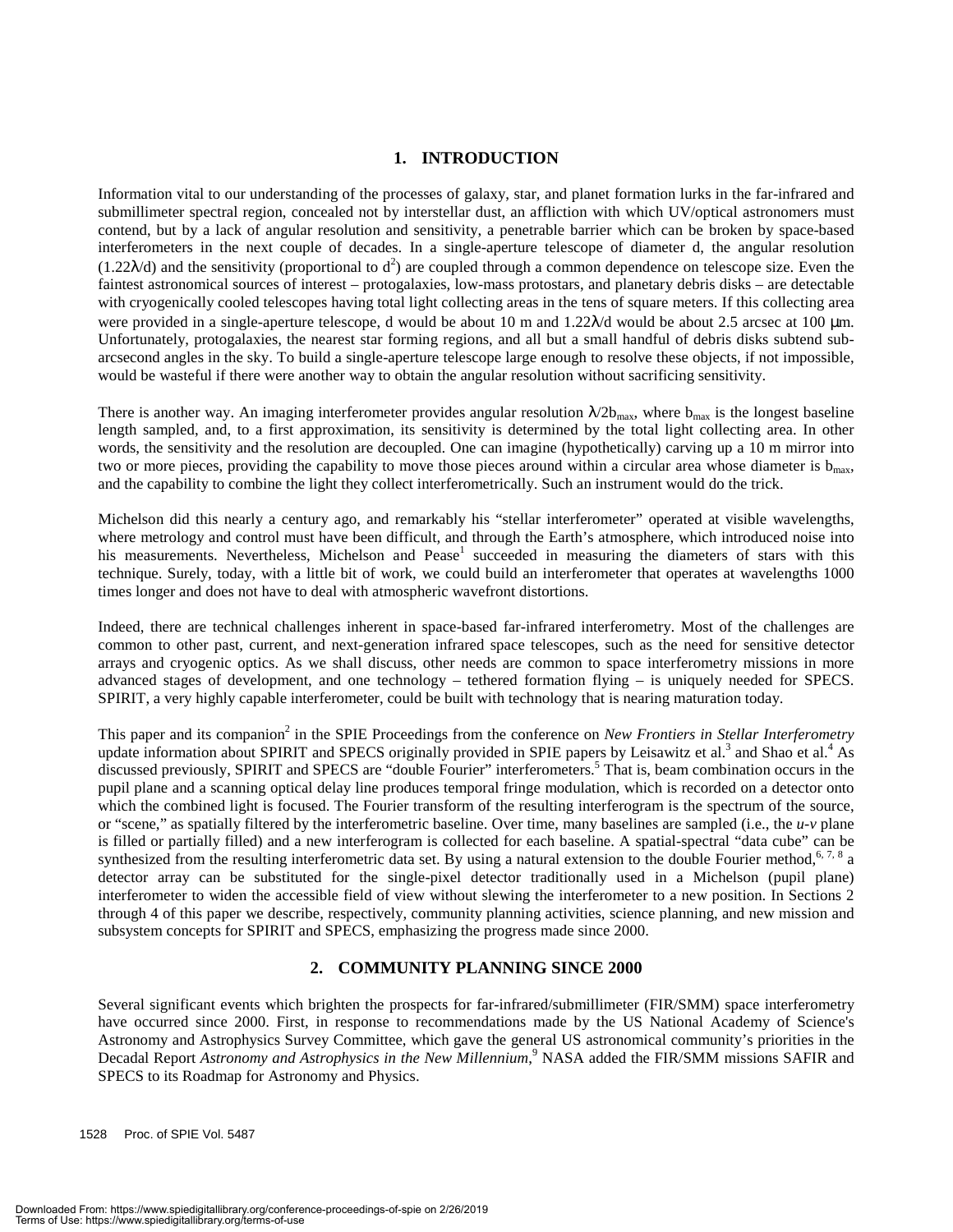## 1. INTRODUCTION

Information vital to our understanding of the processes of galaxy, star, and planet formation lurks in the far-infrared and submillimeter spectral region, concealed not by interstellar dust, an affliction with which UV/optical astronomers must contend, but by a lack of angular resolution and sensitivity, a penetrable barrier which can be broken by space-based interferometers in the next couple of decades. In a single-aperture telescope of diameter d, the angular resolution ($1.22\lambda/d$) and the sensitivity (proportional to $d^2$) are coupled through a common dependence on telescope size. Even the faintest astronomical sources of interest – protogalaxies, low-mass protostars, and planetary debris disks – are detectable with cryogenically cooled telescopes having total light collecting areas in the tens of square meters. If this collecting area were provided in a single-aperture telescope, d would be about 10 m and $1.22\lambda/d$ would be about 2.5 arcsec at 100 μm. Unfortunately, protogalaxies, the nearest star forming regions, and all but a small handful of debris disks subtend sub-arcsecond angles in the sky. To build a single-aperture telescope large enough to resolve these objects, if not impossible, would be wasteful if there were another way to obtain the angular resolution without sacrificing sensitivity.

There is another way. An imaging interferometer provides angular resolution $\lambda/2b_{max}$, where $b_{max}$ is the longest baseline length sampled, and, to a first approximation, its sensitivity is determined by the total light collecting area. In other words, the sensitivity and the resolution are decoupled. One can imagine (hypothetically) carving up a 10 m mirror into two or more pieces, providing the capability to move those pieces around within a circular area whose diameter is $b_{max}$, and the capability to combine the light they collect interferometrically. Such an instrument would do the trick.

Michelson did this nearly a century ago, and remarkably his "stellar interferometer" operated at visible wavelengths, where metrology and control must have been difficult, and through the Earth's atmosphere, which introduced noise into his measurements. Nevertheless, Michelson and Pease[1] succeeded in measuring the diameters of stars with this technique. Surely, today, with a little bit of work, we could build an interferometer that operates at wavelengths 1000 times longer and does not have to deal with atmospheric wavefront distortions.

Indeed, there are technical challenges inherent in space-based far-infrared interferometry. Most of the challenges are common to other past, current, and next-generation infrared space telescopes, such as the need for sensitive detector arrays and cryogenic optics. As we shall discuss, other needs are common to space interferometry missions in more advanced stages of development, and one technology – tethered formation flying – is uniquely needed for SPECS. SPIRIT, a very highly capable interferometer, could be built with technology that is nearing maturation today.

This paper and its companion[2] in the SPIE Proceedings from the conference on *New Frontiers in Stellar Interferometry* update information about SPIRIT and SPECS originally provided in SPIE papers by Leisawitz et al.[3] and Shao et al.[4] As discussed previously, SPIRIT and SPECS are "double Fourier" interferometers.[5] That is, beam combination occurs in the pupil plane and a scanning optical delay line produces temporal fringe modulation, which is recorded on a detector onto which the combined light is focused. The Fourier transform of the resulting interferogram is the spectrum of the source, or "scene," as spatially filtered by the interferometric baseline. Over time, many baselines are sampled (i.e., the *u-v* plane is filled or partially filled) and a new interferogram is collected for each baseline. A spatial-spectral "data cube" can be synthesized from the resulting interferometric data set. By using a natural extension to the double Fourier method,[6, 7, 8] a detector array can be substituted for the single-pixel detector traditionally used in a Michelson (pupil plane) interferometer to widen the accessible field of view without slewing the interferometer to a new position. In Sections 2 through 4 of this paper we describe, respectively, community planning activities, science planning, and new mission and subsystem concepts for SPIRIT and SPECS, emphasizing the progress made since 2000.

## 2. COMMUNITY PLANNING SINCE 2000

Several significant events which brighten the prospects for far-infrared/submillimeter (FIR/SMM) space interferometry have occurred since 2000. First, in response to recommendations made by the US National Academy of Science's Astronomy and Astrophysics Survey Committee, which gave the general US astronomical community's priorities in the Decadal Report *Astronomy and Astrophysics in the New Millennium*,[9] NASA added the FIR/SMM missions SAFIR and SPECS to its Roadmap for Astronomy and Physics.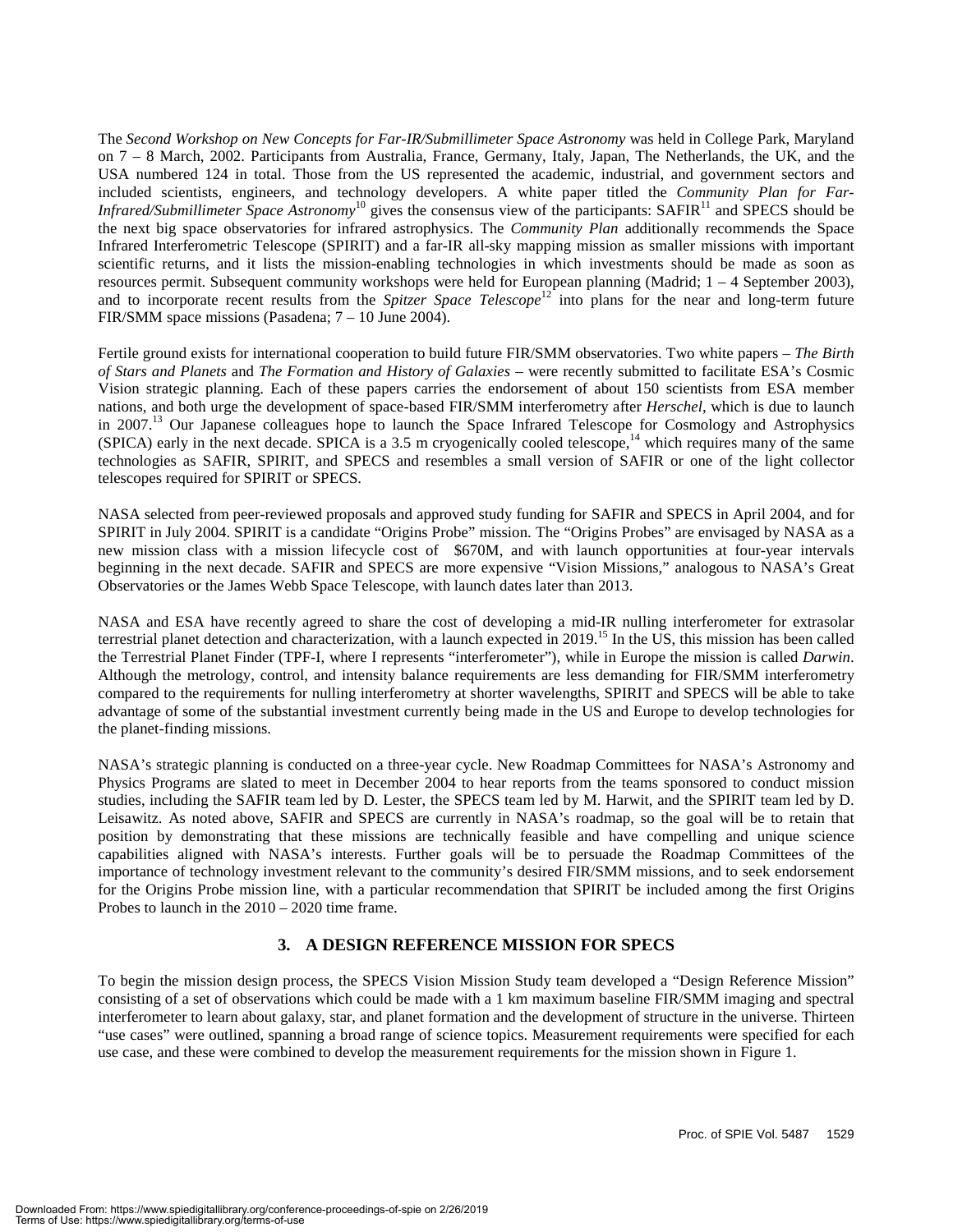The *Second Workshop on New Concepts for Far-IR/Submillimeter Space Astronomy* was held in College Park, Maryland on 7 – 8 March, 2002. Participants from Australia, France, Germany, Italy, Japan, The Netherlands, the UK, and the USA numbered 124 in total. Those from the US represented the academic, industrial, and government sectors and included scientists, engineers, and technology developers. A white paper titled the *Community Plan for Far-Infrared/Submillimeter Space Astronomy*[10] gives the consensus view of the participants: SAFIR[11] and SPECS should be the next big space observatories for infrared astrophysics. The *Community Plan* additionally recommends the Space Infrared Interferometric Telescope (SPIRIT) and a far-IR all-sky mapping mission as smaller missions with important scientific returns, and it lists the mission-enabling technologies in which investments should be made as soon as resources permit. Subsequent community workshops were held for European planning (Madrid; 1 – 4 September 2003), and to incorporate recent results from the *Spitzer Space Telescope*[12] into plans for the near and long-term future FIR/SMM space missions (Pasadena; 7 – 10 June 2004).

Fertile ground exists for international cooperation to build future FIR/SMM observatories. Two white papers – *The Birth of Stars and Planets* and *The Formation and History of Galaxies* – were recently submitted to facilitate ESA's Cosmic Vision strategic planning. Each of these papers carries the endorsement of about 150 scientists from ESA member nations, and both urge the development of space-based FIR/SMM interferometry after *Herschel*, which is due to launch in 2007.[13] Our Japanese colleagues hope to launch the Space Infrared Telescope for Cosmology and Astrophysics (SPICA) early in the next decade. SPICA is a 3.5 m cryogenically cooled telescope,[14] which requires many of the same technologies as SAFIR, SPIRIT, and SPECS and resembles a small version of SAFIR or one of the light collector telescopes required for SPIRIT or SPECS.

NASA selected from peer-reviewed proposals and approved study funding for SAFIR and SPECS in April 2004, and for SPIRIT in July 2004. SPIRIT is a candidate "Origins Probe" mission. The "Origins Probes" are envisaged by NASA as a new mission class with a mission lifecycle cost of  \$670M, and with launch opportunities at four-year intervals beginning in the next decade. SAFIR and SPECS are more expensive "Vision Missions," analogous to NASA's Great Observatories or the James Webb Space Telescope, with launch dates later than 2013.

NASA and ESA have recently agreed to share the cost of developing a mid-IR nulling interferometer for extrasolar terrestrial planet detection and characterization, with a launch expected in 2019.[15] In the US, this mission has been called the Terrestrial Planet Finder (TPF-I, where I represents "interferometer"), while in Europe the mission is called *Darwin*. Although the metrology, control, and intensity balance requirements are less demanding for FIR/SMM interferometry compared to the requirements for nulling interferometry at shorter wavelengths, SPIRIT and SPECS will be able to take advantage of some of the substantial investment currently being made in the US and Europe to develop technologies for the planet-finding missions.

NASA's strategic planning is conducted on a three-year cycle. New Roadmap Committees for NASA's Astronomy and Physics Programs are slated to meet in December 2004 to hear reports from the teams sponsored to conduct mission studies, including the SAFIR team led by D. Lester, the SPECS team led by M. Harwit, and the SPIRIT team led by D. Leisawitz. As noted above, SAFIR and SPECS are currently in NASA's roadmap, so the goal will be to retain that position by demonstrating that these missions are technically feasible and have compelling and unique science capabilities aligned with NASA's interests. Further goals will be to persuade the Roadmap Committees of the importance of technology investment relevant to the community's desired FIR/SMM missions, and to seek endorsement for the Origins Probe mission line, with a particular recommendation that SPIRIT be included among the first Origins Probes to launch in the 2010 – 2020 time frame.

## 3. A DESIGN REFERENCE MISSION FOR SPECS

To begin the mission design process, the SPECS Vision Mission Study team developed a "Design Reference Mission" consisting of a set of observations which could be made with a 1 km maximum baseline FIR/SMM imaging and spectral interferometer to learn about galaxy, star, and planet formation and the development of structure in the universe. Thirteen "use cases" were outlined, spanning a broad range of science topics. Measurement requirements were specified for each use case, and these were combined to develop the measurement requirements for the mission shown in Figure 1.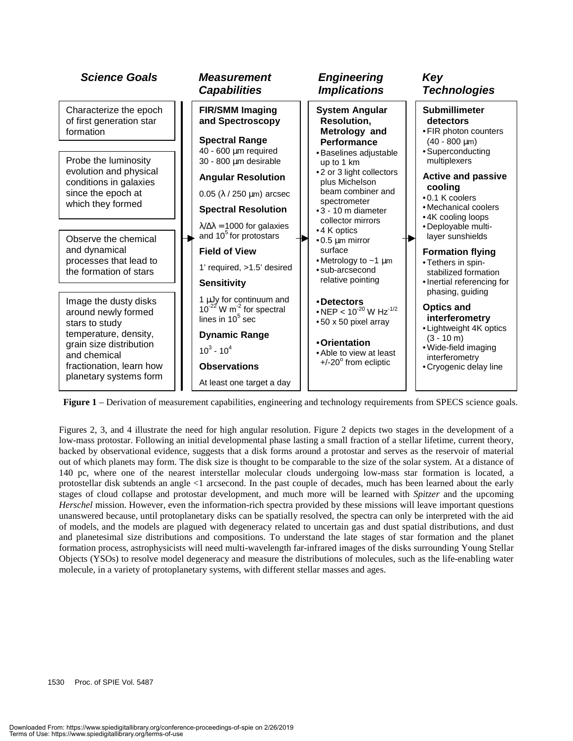| Science Goals | Measurement Capabilities | Engineering Implications | Key Technologies |
|---|---|---|---|
| Characterize the epoch of first generation star formation<br><br>Probe the luminosity evolution and physical conditions in galaxies since the epoch at which they formed<br><br>Observe the chemical and dynamical processes that lead to the formation of stars<br><br>Image the dusty disks around newly formed stars to study temperature, density, grain size distribution and chemical fractionation, learn how planetary systems form | **FIR/SMM Imaging and Spectroscopy**<br><br>**Spectral Range**<br>40 - 600 μm required<br>30 - 800 μm desirable<br><br>**Angular Resolution**<br>0.05 (λ / 250 μm) arcsec<br><br>**Spectral Resolution**<br>$\lambda/\Delta\lambda = 1000$ for galaxies and $10^5$ for protostars<br><br>**Field of View**<br>1' required, >1.5' desired<br><br>**Sensitivity**<br>1 μJy for continuum and $10^{-22}$ W m$^{-2}$ for spectral lines in $10^5$ sec<br><br>**Dynamic Range**<br>$10^3$ - $10^4$<br><br>**Observations**<br>At least one target a day | **System Angular Resolution, Metrology and Performance**<br>• Baselines adjustable up to 1 km<br>• 2 or 3 light collectors plus Michelson beam combiner and spectrometer<br>• 3 - 10 m diameter collector mirrors<br>• 4 K optics<br>• 0.5 μm mirror surface<br>• Metrology to ~1 μm<br>• sub-arcsecond relative pointing<br><br>**• Detectors**<br>• NEP < $10^{-20}$ W Hz$^{-1/2}$<br>• 50 x 50 pixel array<br><br>**• Orientation**<br>• Able to view at least +/-20° from ecliptic | **Submillimeter detectors**<br>• FIR photon counters (40 - 800 μm)<br>• Superconducting multiplexers<br><br>**Active and passive cooling**<br>• 0.1 K coolers<br>• Mechanical coolers<br>• 4K cooling loops<br>• Deployable multi-layer sunshields<br><br>**Formation flying**<br>• Tethers in spin-stabilized formation<br>• Inertial referencing for phasing, guiding<br><br>**Optics and interferometry**<br>• Lightweight 4K optics (3 - 10 m)<br>• Wide-field imaging interferometry<br>• Cryogenic delay line |

**Figure 1** – Derivation of measurement capabilities, engineering and technology requirements from SPECS science goals.

Figures 2, 3, and 4 illustrate the need for high angular resolution. Figure 2 depicts two stages in the development of a low-mass protostar. Following an initial developmental phase lasting a small fraction of a stellar lifetime, current theory, backed by observational evidence, suggests that a disk forms around a protostar and serves as the reservoir of material out of which planets may form. The disk size is thought to be comparable to the size of the solar system. At a distance of 140 pc, where one of the nearest interstellar molecular clouds undergoing low-mass star formation is located, a protostellar disk subtends an angle <1 arcsecond. In the past couple of decades, much has been learned about the early stages of cloud collapse and protostar development, and much more will be learned with *Spitzer* and the upcoming *Herschel* mission. However, even the information-rich spectra provided by these missions will leave important questions unanswered because, until protoplanetary disks can be spatially resolved, the spectra can only be interpreted with the aid of models, and the models are plagued with degeneracy related to uncertain gas and dust spatial distributions, and dust and planetesimal size distributions and compositions. To understand the late stages of star formation and the planet formation process, astrophysicists will need multi-wavelength far-infrared images of the disks surrounding Young Stellar Objects (YSOs) to resolve model degeneracy and measure the distributions of molecules, such as the life-enabling water molecule, in a variety of protoplanetary systems, with different stellar masses and ages.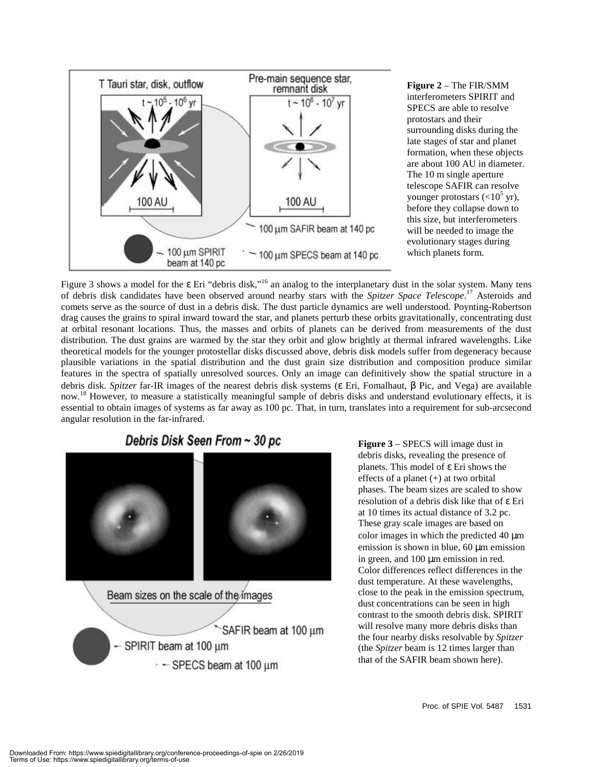**Figure 2** – The FIR/SMM interferometers SPIRIT and SPECS are able to resolve protostars and their surrounding disks during the late stages of star and planet formation, when these objects are about 100 AU in diameter. The 10 m single aperture telescope SAFIR can resolve younger protostars ($<10^5$ yr), before they collapse down to this size, but interferometers will be needed to image the evolutionary stages during which planets form.

Figure 3 shows a model for the ε Eri "debris disk,"[16] an analog to the interplanetary dust in the solar system. Many tens of debris disk candidates have been observed around nearby stars with the *Spitzer Space Telescope*.[17] Asteroids and comets serve as the source of dust in a debris disk. The dust particle dynamics are well understood. Poynting-Robertson drag causes the grains to spiral inward toward the star, and planets perturb these orbits gravitationally, concentrating dust at orbital resonant locations. Thus, the masses and orbits of planets can be derived from measurements of the dust distribution. The dust grains are warmed by the star they orbit and glow brightly at thermal infrared wavelengths. Like theoretical models for the younger protostellar disks discussed above, debris disk models suffer from degeneracy because plausible variations in the spatial distribution and the dust grain size distribution and composition produce similar features in the spectra of spatially unresolved sources. Only an image can definitively show the spatial structure in a debris disk. *Spitzer* far-IR images of the nearest debris disk systems (ε Eri, Fomalhaut, β Pic, and Vega) are available now.[18] However, to measure a statistically meaningful sample of debris disks and understand evolutionary effects, it is essential to obtain images of systems as far away as 100 pc. That, in turn, translates into a requirement for sub-arcsecond angular resolution in the far-infrared.

**Figure 3** – SPECS will image dust in debris disks, revealing the presence of planets. This model of ε Eri shows the effects of a planet (+) at two orbital phases. The beam sizes are scaled to show resolution of a debris disk like that of ε Eri at 10 times its actual distance of 3.2 pc. These gray scale images are based on color images in which the predicted 40 μm emission is shown in blue, 60 μm emission in green, and 100 μm emission in red. Color differences reflect differences in the dust temperature. At these wavelengths, close to the peak in the emission spectrum, dust concentrations can be seen in high contrast to the smooth debris disk. SPIRIT will resolve many more debris disks than the four nearby disks resolvable by *Spitzer* (the *Spitzer* beam is 12 times larger than that of the SAFIR beam shown here).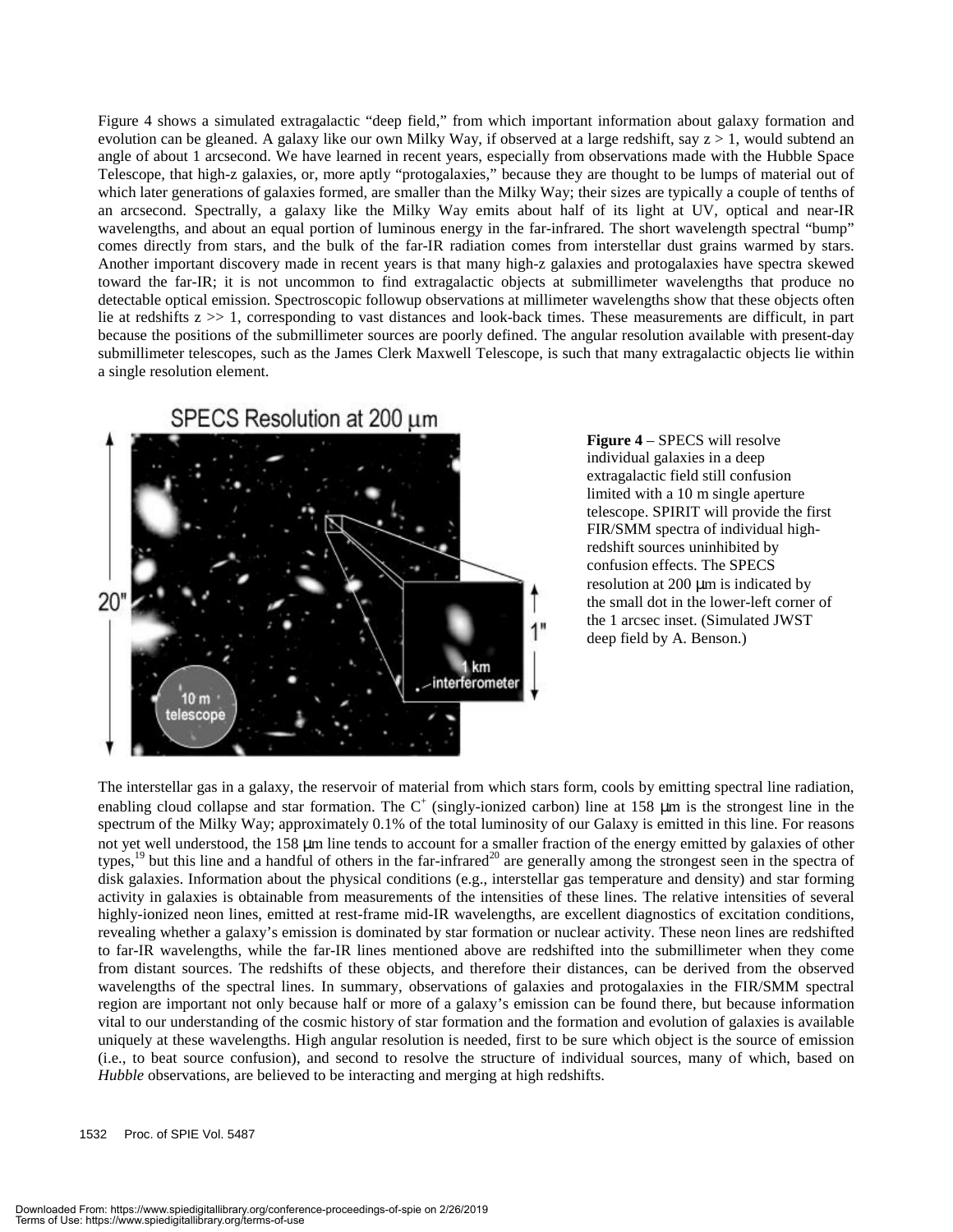Figure 4 shows a simulated extragalactic "deep field," from which important information about galaxy formation and evolution can be gleaned. A galaxy like our own Milky Way, if observed at a large redshift, say $z > 1$, would subtend an angle of about 1 arcsecond. We have learned in recent years, especially from observations made with the Hubble Space Telescope, that high-z galaxies, or, more aptly "protogalaxies," because they are thought to be lumps of material out of which later generations of galaxies formed, are smaller than the Milky Way; their sizes are typically a couple of tenths of an arcsecond. Spectrally, a galaxy like the Milky Way emits about half of its light at UV, optical and near-IR wavelengths, and about an equal portion of luminous energy in the far-infrared. The short wavelength spectral "bump" comes directly from stars, and the bulk of the far-IR radiation comes from interstellar dust grains warmed by stars. Another important discovery made in recent years is that many high-z galaxies and protogalaxies have spectra skewed toward the far-IR; it is not uncommon to find extragalactic objects at submillimeter wavelengths that produce no detectable optical emission. Spectroscopic followup observations at millimeter wavelengths show that these objects often lie at redshifts $z >> 1$, corresponding to vast distances and look-back times. These measurements are difficult, in part because the positions of the submillimeter sources are poorly defined. The angular resolution available with present-day submillimeter telescopes, such as the James Clerk Maxwell Telescope, is such that many extragalactic objects lie within a single resolution element.

**Figure 4** – SPECS will resolve individual galaxies in a deep extragalactic field still confusion limited with a 10 m single aperture telescope. SPIRIT will provide the first FIR/SMM spectra of individual high-redshift sources uninhibited by confusion effects. The SPECS resolution at 200 μm is indicated by the small dot in the lower-left corner of the 1 arcsec inset. (Simulated JWST deep field by A. Benson.)

The interstellar gas in a galaxy, the reservoir of material from which stars form, cools by emitting spectral line radiation, enabling cloud collapse and star formation. The $C^+$ (singly-ionized carbon) line at 158 μm is the strongest line in the spectrum of the Milky Way; approximately 0.1% of the total luminosity of our Galaxy is emitted in this line. For reasons not yet well understood, the 158 μm line tends to account for a smaller fraction of the energy emitted by galaxies of other types,[19] but this line and a handful of others in the far-infrared[20] are generally among the strongest seen in the spectra of disk galaxies. Information about the physical conditions (e.g., interstellar gas temperature and density) and star forming activity in galaxies is obtainable from measurements of the intensities of these lines. The relative intensities of several highly-ionized neon lines, emitted at rest-frame mid-IR wavelengths, are excellent diagnostics of excitation conditions, revealing whether a galaxy's emission is dominated by star formation or nuclear activity. These neon lines are redshifted to far-IR wavelengths, while the far-IR lines mentioned above are redshifted into the submillimeter when they come from distant sources. The redshifts of these objects, and therefore their distances, can be derived from the observed wavelengths of the spectral lines. In summary, observations of galaxies and protogalaxies in the FIR/SMM spectral region are important not only because half or more of a galaxy's emission can be found there, but because information vital to our understanding of the cosmic history of star formation and the formation and evolution of galaxies is available uniquely at these wavelengths. High angular resolution is needed, first to be sure which object is the source of emission (i.e., to beat source confusion), and second to resolve the structure of individual sources, many of which, based on *Hubble* observations, are believed to be interacting and merging at high redshifts.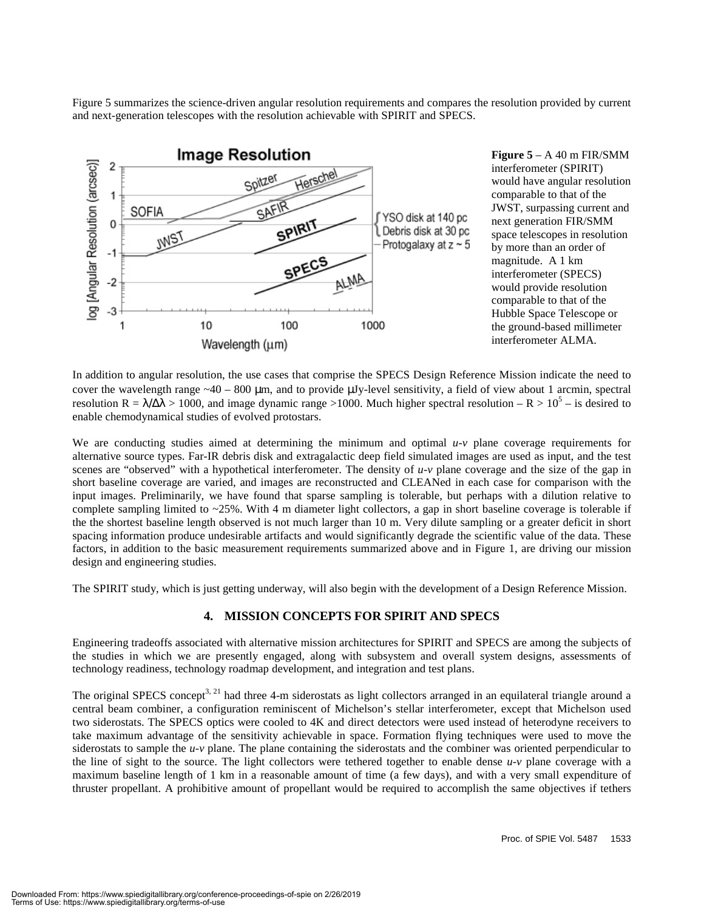Figure 5 summarizes the science-driven angular resolution requirements and compares the resolution provided by current and next-generation telescopes with the resolution achievable with SPIRIT and SPECS.

**Figure 5** – A 40 m FIR/SMM interferometer (SPIRIT) would have angular resolution comparable to that of the JWST, surpassing current and next generation FIR/SMM space telescopes in resolution by more than an order of magnitude. A 1 km interferometer (SPECS) would provide resolution comparable to that of the Hubble Space Telescope or the ground-based millimeter interferometer ALMA.

In addition to angular resolution, the use cases that comprise the SPECS Design Reference Mission indicate the need to cover the wavelength range ~40 – 800 μm, and to provide μJy-level sensitivity, a field of view about 1 arcmin, spectral resolution $R = \lambda/\Delta\lambda > 1000$, and image dynamic range >1000. Much higher spectral resolution – $R > 10^5$ – is desired to enable chemodynamical studies of evolved protostars.

We are conducting studies aimed at determining the minimum and optimal *u-v* plane coverage requirements for alternative source types. Far-IR debris disk and extragalactic deep field simulated images are used as input, and the test scenes are "observed" with a hypothetical interferometer. The density of *u-v* plane coverage and the size of the gap in short baseline coverage are varied, and images are reconstructed and CLEANed in each case for comparison with the input images. Preliminarily, we have found that sparse sampling is tolerable, but perhaps with a dilution relative to complete sampling limited to ~25%. With 4 m diameter light collectors, a gap in short baseline coverage is tolerable if the the shortest baseline length observed is not much larger than 10 m. Very dilute sampling or a greater deficit in short spacing information produce undesirable artifacts and would significantly degrade the scientific value of the data. These factors, in addition to the basic measurement requirements summarized above and in Figure 1, are driving our mission design and engineering studies.

The SPIRIT study, which is just getting underway, will also begin with the development of a Design Reference Mission.

## 4. MISSION CONCEPTS FOR SPIRIT AND SPECS

Engineering tradeoffs associated with alternative mission architectures for SPIRIT and SPECS are among the subjects of the studies in which we are presently engaged, along with subsystem and overall system designs, assessments of technology readiness, technology roadmap development, and integration and test plans.

The original SPECS concept[3, 21] had three 4-m siderostats as light collectors arranged in an equilateral triangle around a central beam combiner, a configuration reminiscent of Michelson's stellar interferometer, except that Michelson used two siderostats. The SPECS optics were cooled to 4K and direct detectors were used instead of heterodyne receivers to take maximum advantage of the sensitivity achievable in space. Formation flying techniques were used to move the siderostats to sample the *u-v* plane. The plane containing the siderostats and the combiner was oriented perpendicular to the line of sight to the source. The light collectors were tethered together to enable dense *u-v* plane coverage with a maximum baseline length of 1 km in a reasonable amount of time (a few days), and with a very small expenditure of thruster propellant. A prohibitive amount of propellant would be required to accomplish the same objectives if tethers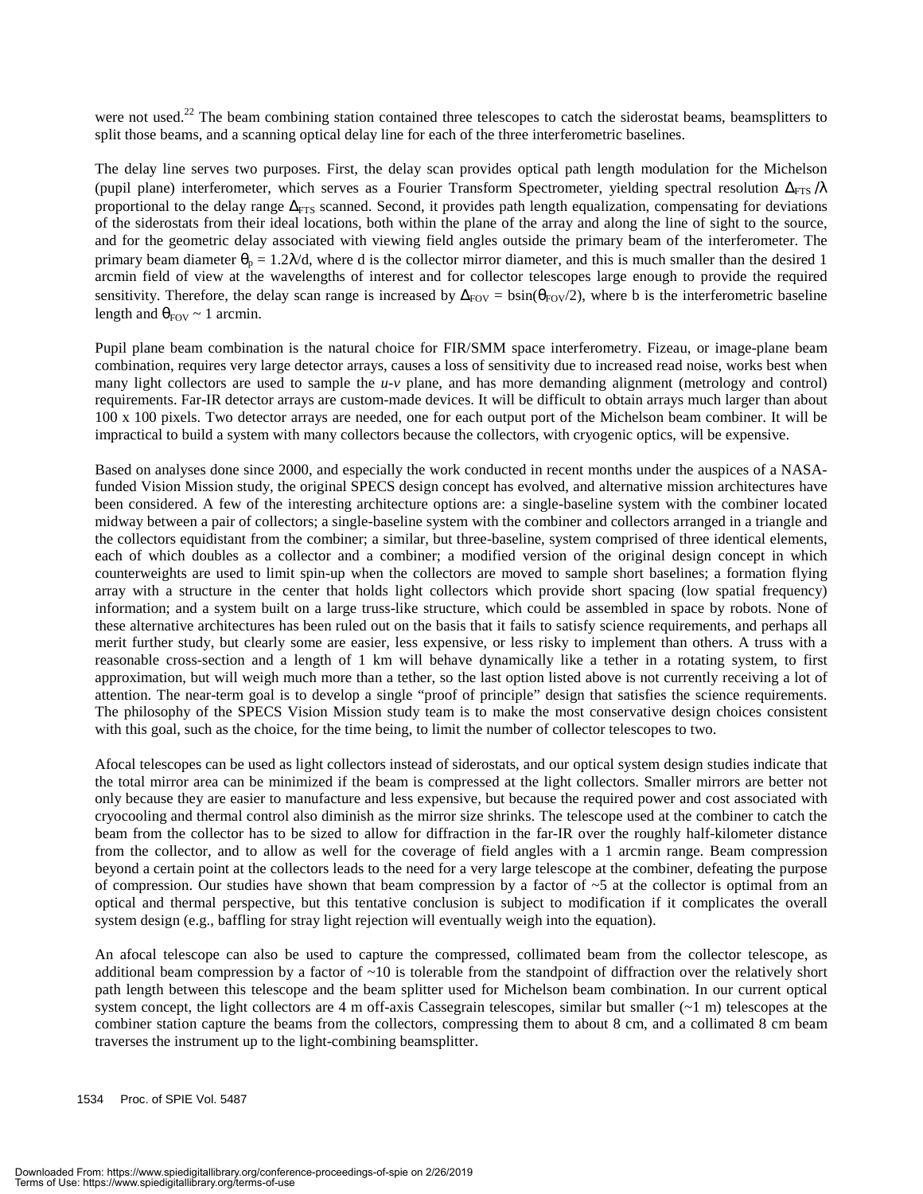were not used.[22] The beam combining station contained three telescopes to catch the siderostat beams, beamsplitters to split those beams, and a scanning optical delay line for each of the three interferometric baselines.

The delay line serves two purposes. First, the delay scan provides optical path length modulation for the Michelson (pupil plane) interferometer, which serves as a Fourier Transform Spectrometer, yielding spectral resolution $\Delta_{FTS}/\lambda$ proportional to the delay range $\Delta_{FTS}$ scanned. Second, it provides path length equalization, compensating for deviations of the siderostats from their ideal locations, both within the plane of the array and along the line of sight to the source, and for the geometric delay associated with viewing field angles outside the primary beam of the interferometer. The primary beam diameter $\theta_p = 1.2\lambda/d$, where d is the collector mirror diameter, and this is much smaller than the desired 1 arcmin field of view at the wavelengths of interest and for collector telescopes large enough to provide the required sensitivity. Therefore, the delay scan range is increased by $\Delta_{FOV} = b\sin(\theta_{FOV}/2)$, where b is the interferometric baseline length and $\theta_{FOV} \sim 1$ arcmin.

Pupil plane beam combination is the natural choice for FIR/SMM space interferometry. Fizeau, or image-plane beam combination, requires very large detector arrays, causes a loss of sensitivity due to increased read noise, works best when many light collectors are used to sample the *u-v* plane, and has more demanding alignment (metrology and control) requirements. Far-IR detector arrays are custom-made devices. It will be difficult to obtain arrays much larger than about 100 x 100 pixels. Two detector arrays are needed, one for each output port of the Michelson beam combiner. It will be impractical to build a system with many collectors because the collectors, with cryogenic optics, will be expensive.

Based on analyses done since 2000, and especially the work conducted in recent months under the auspices of a NASA-funded Vision Mission study, the original SPECS design concept has evolved, and alternative mission architectures have been considered. A few of the interesting architecture options are: a single-baseline system with the combiner located midway between a pair of collectors; a single-baseline system with the combiner and collectors arranged in a triangle and the collectors equidistant from the combiner; a similar, but three-baseline, system comprised of three identical elements, each of which doubles as a collector and a combiner; a modified version of the original design concept in which counterweights are used to limit spin-up when the collectors are moved to sample short baselines; a formation flying array with a structure in the center that holds light collectors which provide short spacing (low spatial frequency) information; and a system built on a large truss-like structure, which could be assembled in space by robots. None of these alternative architectures has been ruled out on the basis that it fails to satisfy science requirements, and perhaps all merit further study, but clearly some are easier, less expensive, or less risky to implement than others. A truss with a reasonable cross-section and a length of 1 km will behave dynamically like a tether in a rotating system, to first approximation, but will weigh much more than a tether, so the last option listed above is not currently receiving a lot of attention. The near-term goal is to develop a single "proof of principle" design that satisfies the science requirements. The philosophy of the SPECS Vision Mission study team is to make the most conservative design choices consistent with this goal, such as the choice, for the time being, to limit the number of collector telescopes to two.

Afocal telescopes can be used as light collectors instead of siderostats, and our optical system design studies indicate that the total mirror area can be minimized if the beam is compressed at the light collectors. Smaller mirrors are better not only because they are easier to manufacture and less expensive, but because the required power and cost associated with cryocooling and thermal control also diminish as the mirror size shrinks. The telescope used at the combiner to catch the beam from the collector has to be sized to allow for diffraction in the far-IR over the roughly half-kilometer distance from the collector, and to allow as well for the coverage of field angles with a 1 arcmin range. Beam compression beyond a certain point at the collectors leads to the need for a very large telescope at the combiner, defeating the purpose of compression. Our studies have shown that beam compression by a factor of ~5 at the collector is optimal from an optical and thermal perspective, but this tentative conclusion is subject to modification if it complicates the overall system design (e.g., baffling for stray light rejection will eventually weigh into the equation).

An afocal telescope can also be used to capture the compressed, collimated beam from the collector telescope, as additional beam compression by a factor of ~10 is tolerable from the standpoint of diffraction over the relatively short path length between this telescope and the beam splitter used for Michelson beam combination. In our current optical system concept, the light collectors are 4 m off-axis Cassegrain telescopes, similar but smaller (~1 m) telescopes at the combiner station capture the beams from the collectors, compressing them to about 8 cm, and a collimated 8 cm beam traverses the instrument up to the light-combining beamsplitter.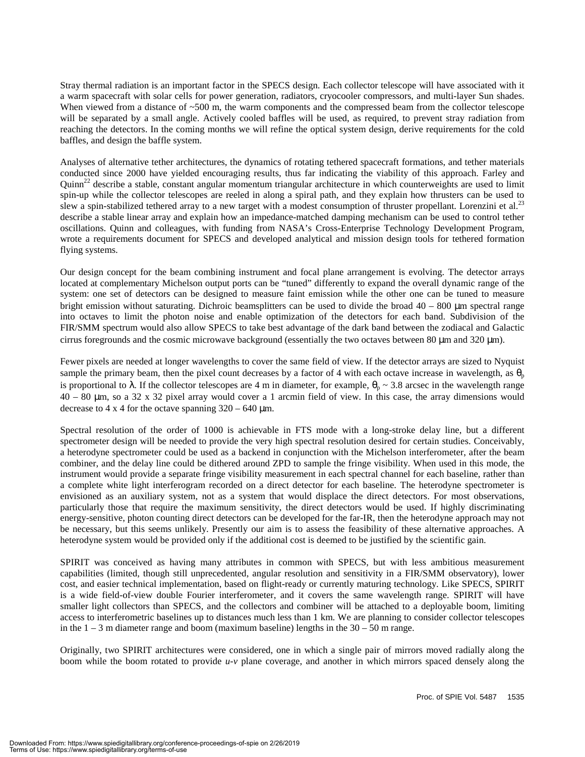Stray thermal radiation is an important factor in the SPECS design. Each collector telescope will have associated with it a warm spacecraft with solar cells for power generation, radiators, cryocooler compressors, and multi-layer Sun shades. When viewed from a distance of ~500 m, the warm components and the compressed beam from the collector telescope will be separated by a small angle. Actively cooled baffles will be used, as required, to prevent stray radiation from reaching the detectors. In the coming months we will refine the optical system design, derive requirements for the cold baffles, and design the baffle system.

Analyses of alternative tether architectures, the dynamics of rotating tethered spacecraft formations, and tether materials conducted since 2000 have yielded encouraging results, thus far indicating the viability of this approach. Farley and Quinn[22] describe a stable, constant angular momentum triangular architecture in which counterweights are used to limit spin-up while the collector telescopes are reeled in along a spiral path, and they explain how thrusters can be used to slew a spin-stabilized tethered array to a new target with a modest consumption of thruster propellant. Lorenzini et al.[23] describe a stable linear array and explain how an impedance-matched damping mechanism can be used to control tether oscillations. Quinn and colleagues, with funding from NASA's Cross-Enterprise Technology Development Program, wrote a requirements document for SPECS and developed analytical and mission design tools for tethered formation flying systems.

Our design concept for the beam combining instrument and focal plane arrangement is evolving. The detector arrays located at complementary Michelson output ports can be "tuned" differently to expand the overall dynamic range of the system: one set of detectors can be designed to measure faint emission while the other one can be tuned to measure bright emission without saturating. Dichroic beamsplitters can be used to divide the broad 40 – 800 μm spectral range into octaves to limit the photon noise and enable optimization of the detectors for each band. Subdivision of the FIR/SMM spectrum would also allow SPECS to take best advantage of the dark band between the zodiacal and Galactic cirrus foregrounds and the cosmic microwave background (essentially the two octaves between 80 μm and 320 μm).

Fewer pixels are needed at longer wavelengths to cover the same field of view. If the detector arrays are sized to Nyquist sample the primary beam, then the pixel count decreases by a factor of 4 with each octave increase in wavelength, as $\theta_p$ is proportional to $\lambda$. If the collector telescopes are 4 m in diameter, for example, $\theta_p \sim 3.8$ arcsec in the wavelength range 40 – 80 μm, so a 32 x 32 pixel array would cover a 1 arcmin field of view. In this case, the array dimensions would decrease to 4 x 4 for the octave spanning 320 – 640 μm.

Spectral resolution of the order of 1000 is achievable in FTS mode with a long-stroke delay line, but a different spectrometer design will be needed to provide the very high spectral resolution desired for certain studies. Conceivably, a heterodyne spectrometer could be used as a backend in conjunction with the Michelson interferometer, after the beam combiner, and the delay line could be dithered around ZPD to sample the fringe visibility. When used in this mode, the instrument would provide a separate fringe visibility measurement in each spectral channel for each baseline, rather than a complete white light interferogram recorded on a direct detector for each baseline. The heterodyne spectrometer is envisioned as an auxiliary system, not as a system that would displace the direct detectors. For most observations, particularly those that require the maximum sensitivity, the direct detectors would be used. If highly discriminating energy-sensitive, photon counting direct detectors can be developed for the far-IR, then the heterodyne approach may not be necessary, but this seems unlikely. Presently our aim is to assess the feasibility of these alternative approaches. A heterodyne system would be provided only if the additional cost is deemed to be justified by the scientific gain.

SPIRIT was conceived as having many attributes in common with SPECS, but with less ambitious measurement capabilities (limited, though still unprecedented, angular resolution and sensitivity in a FIR/SMM observatory), lower cost, and easier technical implementation, based on flight-ready or currently maturing technology. Like SPECS, SPIRIT is a wide field-of-view double Fourier interferometer, and it covers the same wavelength range. SPIRIT will have smaller light collectors than SPECS, and the collectors and combiner will be attached to a deployable boom, limiting access to interferometric baselines up to distances much less than 1 km. We are planning to consider collector telescopes in the 1 – 3 m diameter range and boom (maximum baseline) lengths in the 30 – 50 m range.

Originally, two SPIRIT architectures were considered, one in which a single pair of mirrors moved radially along the boom while the boom rotated to provide *u-v* plane coverage, and another in which mirrors spaced densely along the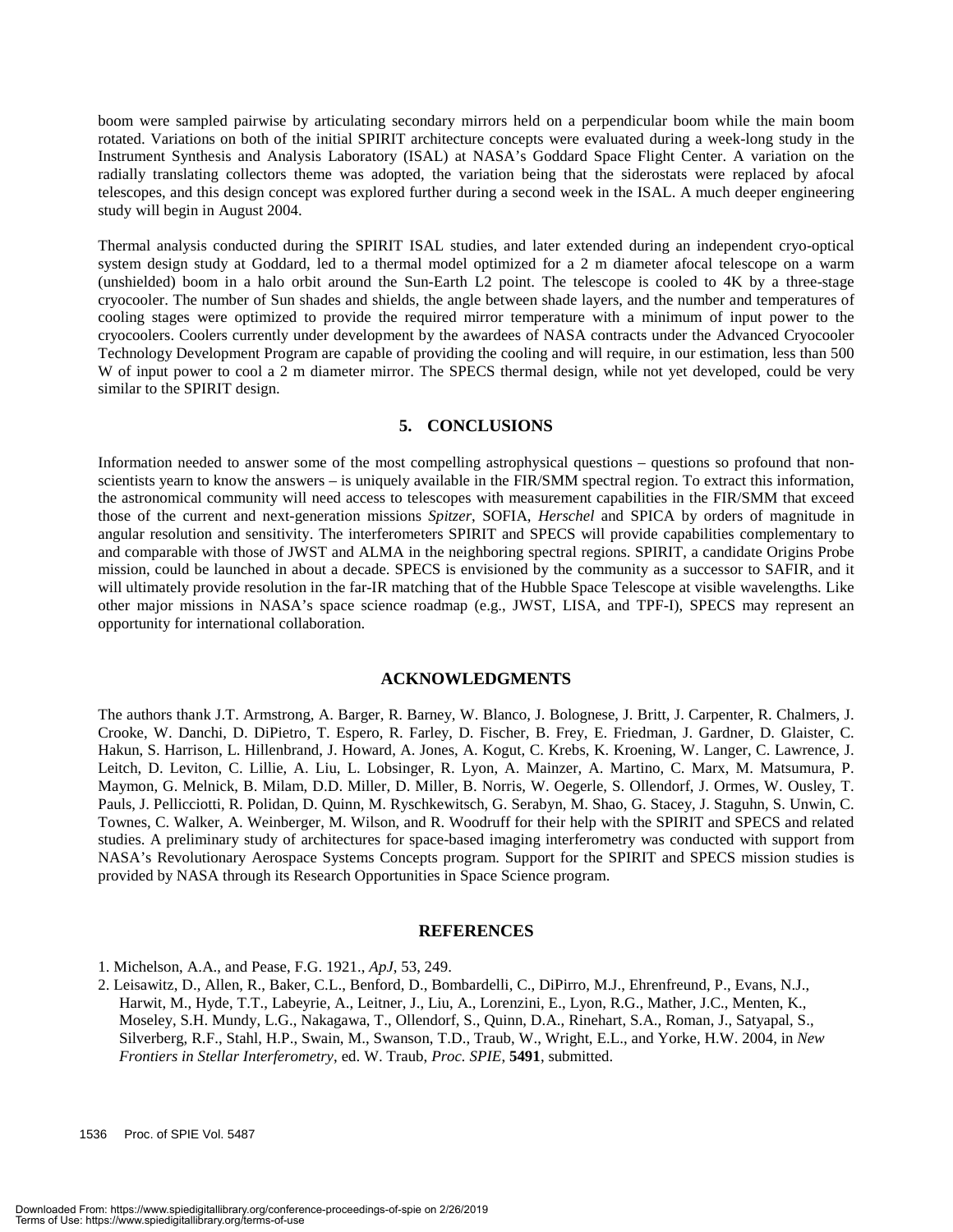boom were sampled pairwise by articulating secondary mirrors held on a perpendicular boom while the main boom rotated. Variations on both of the initial SPIRIT architecture concepts were evaluated during a week-long study in the Instrument Synthesis and Analysis Laboratory (ISAL) at NASA's Goddard Space Flight Center. A variation on the radially translating collectors theme was adopted, the variation being that the siderostats were replaced by afocal telescopes, and this design concept was explored further during a second week in the ISAL. A much deeper engineering study will begin in August 2004.

Thermal analysis conducted during the SPIRIT ISAL studies, and later extended during an independent cryo-optical system design study at Goddard, led to a thermal model optimized for a 2 m diameter afocal telescope on a warm (unshielded) boom in a halo orbit around the Sun-Earth L2 point. The telescope is cooled to 4K by a three-stage cryocooler. The number of Sun shades and shields, the angle between shade layers, and the number and temperatures of cooling stages were optimized to provide the required mirror temperature with a minimum of input power to the cryocoolers. Coolers currently under development by the awardees of NASA contracts under the Advanced Cryocooler Technology Development Program are capable of providing the cooling and will require, in our estimation, less than 500 W of input power to cool a 2 m diameter mirror. The SPECS thermal design, while not yet developed, could be very similar to the SPIRIT design.

## 5. CONCLUSIONS

Information needed to answer some of the most compelling astrophysical questions – questions so profound that non-scientists yearn to know the answers – is uniquely available in the FIR/SMM spectral region. To extract this information, the astronomical community will need access to telescopes with measurement capabilities in the FIR/SMM that exceed those of the current and next-generation missions *Spitzer*, SOFIA, *Herschel* and SPICA by orders of magnitude in angular resolution and sensitivity. The interferometers SPIRIT and SPECS will provide capabilities complementary to and comparable with those of JWST and ALMA in the neighboring spectral regions. SPIRIT, a candidate Origins Probe mission, could be launched in about a decade. SPECS is envisioned by the community as a successor to SAFIR, and it will ultimately provide resolution in the far-IR matching that of the Hubble Space Telescope at visible wavelengths. Like other major missions in NASA's space science roadmap (e.g., JWST, LISA, and TPF-I), SPECS may represent an opportunity for international collaboration.

## ACKNOWLEDGMENTS

The authors thank J.T. Armstrong, A. Barger, R. Barney, W. Blanco, J. Bolognese, J. Britt, J. Carpenter, R. Chalmers, J. Crooke, W. Danchi, D. DiPietro, T. Espero, R. Farley, D. Fischer, B. Frey, E. Friedman, J. Gardner, D. Glaister, C. Hakun, S. Harrison, L. Hillenbrand, J. Howard, A. Jones, A. Kogut, C. Krebs, K. Kroening, W. Langer, C. Lawrence, J. Leitch, D. Leviton, C. Lillie, A. Liu, L. Lobsinger, R. Lyon, A. Mainzer, A. Martino, C. Marx, M. Matsumura, P. Maymon, G. Melnick, B. Milam, D.D. Miller, D. Miller, B. Norris, W. Oegerle, S. Ollendorf, J. Ormes, W. Ousley, T. Pauls, J. Pellicciotti, R. Polidan, D. Quinn, M. Ryschkewitsch, G. Serabyn, M. Shao, G. Stacey, J. Staguhn, S. Unwin, C. Townes, C. Walker, A. Weinberger, M. Wilson, and R. Woodruff for their help with the SPIRIT and SPECS and related studies. A preliminary study of architectures for space-based imaging interferometry was conducted with support from NASA's Revolutionary Aerospace Systems Concepts program. Support for the SPIRIT and SPECS mission studies is provided by NASA through its Research Opportunities in Space Science program.

## REFERENCES

1. Michelson, A.A., and Pease, F.G. 1921., *ApJ*, 53, 249.
2. Leisawitz, D., Allen, R., Baker, C.L., Benford, D., Bombardelli, C., DiPirro, M.J., Ehrenfreund, P., Evans, N.J., Harwit, M., Hyde, T.T., Labeyrie, A., Leitner, J., Liu, A., Lorenzini, E., Lyon, R.G., Mather, J.C., Menten, K., Moseley, S.H. Mundy, L.G., Nakagawa, T., Ollendorf, S., Quinn, D.A., Rinehart, S.A., Roman, J., Satyapal, S., Silverberg, R.F., Stahl, H.P., Swain, M., Swanson, T.D., Traub, W., Wright, E.L., and Yorke, H.W. 2004, in *New Frontiers in Stellar Interferometry*, ed. W. Traub, *Proc. SPIE*, **5491**, submitted.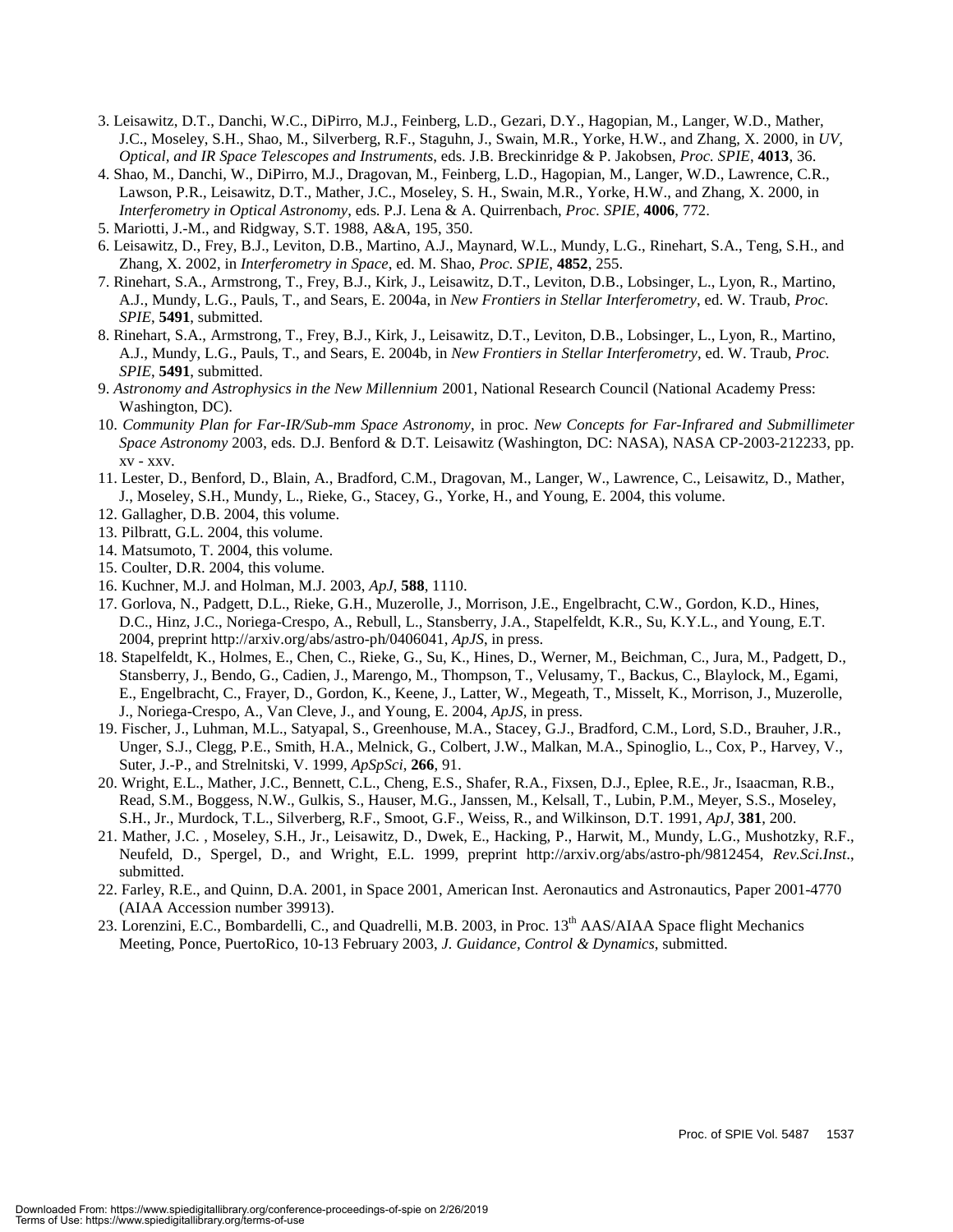3. Leisawitz, D.T., Danchi, W.C., DiPirro, M.J., Feinberg, L.D., Gezari, D.Y., Hagopian, M., Langer, W.D., Mather, J.C., Moseley, S.H., Shao, M., Silverberg, R.F., Staguhn, J., Swain, M.R., Yorke, H.W., and Zhang, X. 2000, in *UV, Optical, and IR Space Telescopes and Instruments*, eds. J.B. Breckinridge & P. Jakobsen, *Proc. SPIE*, **4013**, 36.
4. Shao, M., Danchi, W., DiPirro, M.J., Dragovan, M., Feinberg, L.D., Hagopian, M., Langer, W.D., Lawrence, C.R., Lawson, P.R., Leisawitz, D.T., Mather, J.C., Moseley, S. H., Swain, M.R., Yorke, H.W., and Zhang, X. 2000, in *Interferometry in Optical Astronomy*, eds. P.J. Lena & A. Quirrenbach, *Proc. SPIE*, **4006**, 772.
5. Mariotti, J.-M., and Ridgway, S.T. 1988, A&A, 195, 350.
6. Leisawitz, D., Frey, B.J., Leviton, D.B., Martino, A.J., Maynard, W.L., Mundy, L.G., Rinehart, S.A., Teng, S.H., and Zhang, X. 2002, in *Interferometry in Space*, ed. M. Shao, *Proc. SPIE*, **4852**, 255.
7. Rinehart, S.A., Armstrong, T., Frey, B.J., Kirk, J., Leisawitz, D.T., Leviton, D.B., Lobsinger, L., Lyon, R., Martino, A.J., Mundy, L.G., Pauls, T., and Sears, E. 2004a, in *New Frontiers in Stellar Interferometry*, ed. W. Traub, *Proc. SPIE*, **5491**, submitted.
8. Rinehart, S.A., Armstrong, T., Frey, B.J., Kirk, J., Leisawitz, D.T., Leviton, D.B., Lobsinger, L., Lyon, R., Martino, A.J., Mundy, L.G., Pauls, T., and Sears, E. 2004b, in *New Frontiers in Stellar Interferometry*, ed. W. Traub, *Proc. SPIE*, **5491**, submitted.
9. *Astronomy and Astrophysics in the New Millennium* 2001, National Research Council (National Academy Press: Washington, DC).
10. *Community Plan for Far-IR/Sub-mm Space Astronomy*, in proc. *New Concepts for Far-Infrared and Submillimeter Space Astronomy* 2003, eds. D.J. Benford & D.T. Leisawitz (Washington, DC: NASA), NASA CP-2003-212233, pp. xv - xxv.
11. Lester, D., Benford, D., Blain, A., Bradford, C.M., Dragovan, M., Langer, W., Lawrence, C., Leisawitz, D., Mather, J., Moseley, S.H., Mundy, L., Rieke, G., Stacey, G., Yorke, H., and Young, E. 2004, this volume.
12. Gallagher, D.B. 2004, this volume.
13. Pilbratt, G.L. 2004, this volume.
14. Matsumoto, T. 2004, this volume.
15. Coulter, D.R. 2004, this volume.
16. Kuchner, M.J. and Holman, M.J. 2003, *ApJ*, **588**, 1110.
17. Gorlova, N., Padgett, D.L., Rieke, G.H., Muzerolle, J., Morrison, J.E., Engelbracht, C.W., Gordon, K.D., Hines, D.C., Hinz, J.C., Noriega-Crespo, A., Rebull, L., Stansberry, J.A., Stapelfeldt, K.R., Su, K.Y.L., and Young, E.T. 2004, preprint http://arxiv.org/abs/astro-ph/0406041, *ApJS*, in press.
18. Stapelfeldt, K., Holmes, E., Chen, C., Rieke, G., Su, K., Hines, D., Werner, M., Beichman, C., Jura, M., Padgett, D., Stansberry, J., Bendo, G., Cadien, J., Marengo, M., Thompson, T., Velusamy, T., Backus, C., Blaylock, M., Egami, E., Engelbracht, C., Frayer, D., Gordon, K., Keene, J., Latter, W., Megeath, T., Misselt, K., Morrison, J., Muzerolle, J., Noriega-Crespo, A., Van Cleve, J., and Young, E. 2004, *ApJS*, in press.
19. Fischer, J., Luhman, M.L., Satyapal, S., Greenhouse, M.A., Stacey, G.J., Bradford, C.M., Lord, S.D., Brauher, J.R., Unger, S.J., Clegg, P.E., Smith, H.A., Melnick, G., Colbert, J.W., Malkan, M.A., Spinoglio, L., Cox, P., Harvey, V., Suter, J.-P., and Strelnitski, V. 1999, *ApSpSci*, **266**, 91.
20. Wright, E.L., Mather, J.C., Bennett, C.L., Cheng, E.S., Shafer, R.A., Fixsen, D.J., Eplee, R.E., Jr., Isaacman, R.B., Read, S.M., Boggess, N.W., Gulkis, S., Hauser, M.G., Janssen, M., Kelsall, T., Lubin, P.M., Meyer, S.S., Moseley, S.H., Jr., Murdock, T.L., Silverberg, R.F., Smoot, G.F., Weiss, R., and Wilkinson, D.T. 1991, *ApJ*, **381**, 200.
21. Mather, J.C. , Moseley, S.H., Jr., Leisawitz, D., Dwek, E., Hacking, P., Harwit, M., Mundy, L.G., Mushotzky, R.F., Neufeld, D., Spergel, D., and Wright, E.L. 1999, preprint http://arxiv.org/abs/astro-ph/9812454, *Rev.Sci.Inst*., submitted.
22. Farley, R.E., and Quinn, D.A. 2001, in Space 2001, American Inst. Aeronautics and Astronautics, Paper 2001-4770 (AIAA Accession number 39913).
23. Lorenzini, E.C., Bombardelli, C., and Quadrelli, M.B. 2003, in Proc. 13th AAS/AIAA Space flight Mechanics Meeting, Ponce, PuertoRico, 10-13 February 2003, *J. Guidance, Control & Dynamics*, submitted.